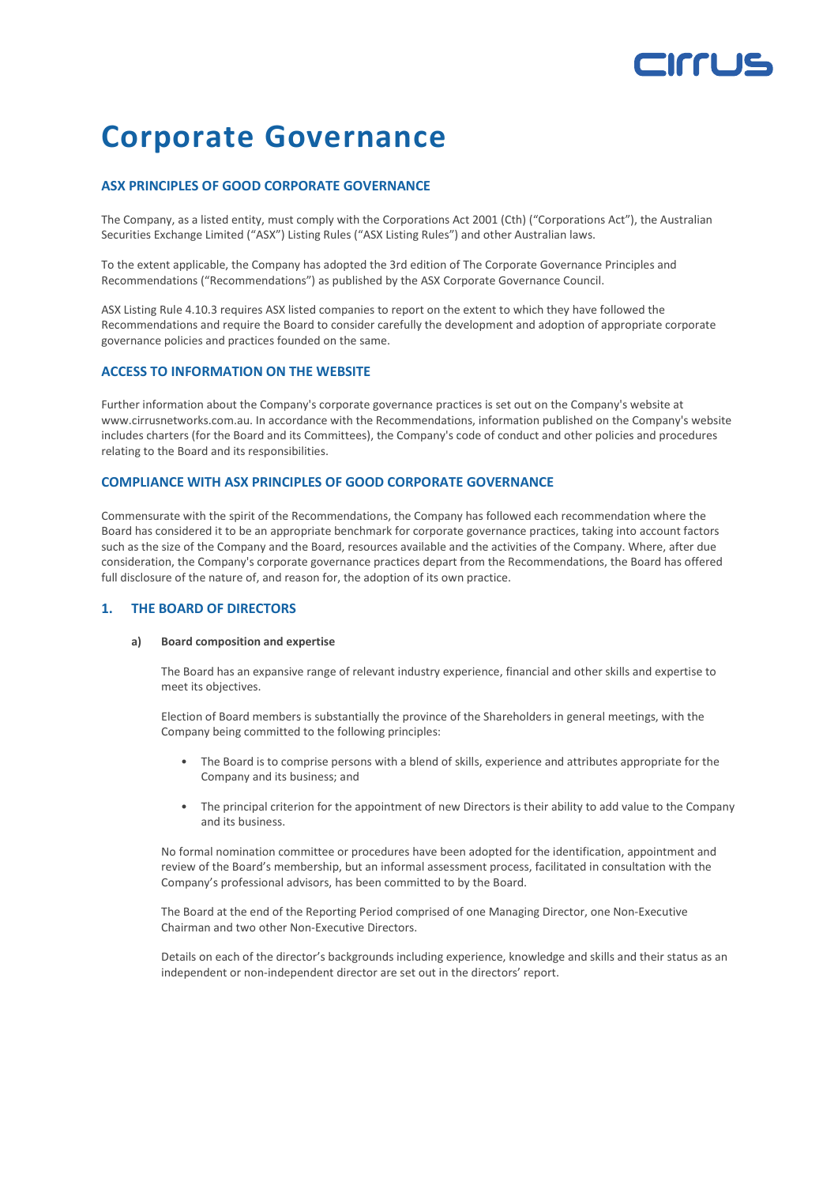# Corporate Governance

## ASX PRINCIPLES OF GOOD CORPORATE GOVERNANCE

The Company, as a listed entity, must comply with the Corporations Act 2001 (Cth) ("Corporations Act"), the Australian Securities Exchange Limited ("ASX") Listing Rules ("ASX Listing Rules") and other Australian laws.

To the extent applicable, the Company has adopted the 3rd edition of The Corporate Governance Principles and Recommendations ("Recommendations") as published by the ASX Corporate Governance Council.

ASX Listing Rule 4.10.3 requires ASX listed companies to report on the extent to which they have followed the Recommendations and require the Board to consider carefully the development and adoption of appropriate corporate governance policies and practices founded on the same.

## ACCESS TO INFORMATION ON THE WEBSITE

Further information about the Company's corporate governance practices is set out on the Company's website at www.cirrusnetworks.com.au. In accordance with the Recommendations, information published on the Company's website includes charters (for the Board and its Committees), the Company's code of conduct and other policies and procedures relating to the Board and its responsibilities.

## COMPLIANCE WITH ASX PRINCIPLES OF GOOD CORPORATE GOVERNANCE

Commensurate with the spirit of the Recommendations, the Company has followed each recommendation where the Board has considered it to be an appropriate benchmark for corporate governance practices, taking into account factors such as the size of the Company and the Board, resources available and the activities of the Company. Where, after due consideration, the Company's corporate governance practices depart from the Recommendations, the Board has offered full disclosure of the nature of, and reason for, the adoption of its own practice.

## 1. THE BOARD OF DIRECTORS

### a) Board composition and expertise

The Board has an expansive range of relevant industry experience, financial and other skills and expertise to meet its objectives.

Election of Board members is substantially the province of the Shareholders in general meetings, with the Company being committed to the following principles:

- The Board is to comprise persons with a blend of skills, experience and attributes appropriate for the Company and its business; and
- The principal criterion for the appointment of new Directors is their ability to add value to the Company and its business.

No formal nomination committee or procedures have been adopted for the identification, appointment and review of the Board's membership, but an informal assessment process, facilitated in consultation with the Company's professional advisors, has been committed to by the Board.

The Board at the end of the Reporting Period comprised of one Managing Director, one Non-Executive Chairman and two other Non-Executive Directors.

Details on each of the director's backgrounds including experience, knowledge and skills and their status as an independent or non-independent director are set out in the directors' report.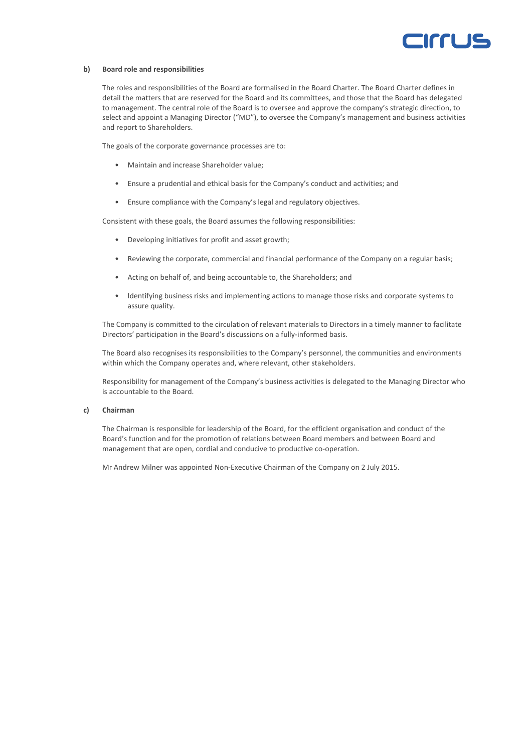### b) Board role and responsibilities

The roles and responsibilities of the Board are formalised in the Board Charter. The Board Charter defines in detail the matters that are reserved for the Board and its committees, and those that the Board has delegated to management. The central role of the Board is to oversee and approve the company's strategic direction, to select and appoint a Managing Director ("MD"), to oversee the Company's management and business activities and report to Shareholders.

The goals of the corporate governance processes are to:

- Maintain and increase Shareholder value;
- Ensure a prudential and ethical basis for the Company's conduct and activities; and
- Ensure compliance with the Company's legal and regulatory objectives.

Consistent with these goals, the Board assumes the following responsibilities:

- Developing initiatives for profit and asset growth;
- Reviewing the corporate, commercial and financial performance of the Company on a regular basis;
- Acting on behalf of, and being accountable to, the Shareholders; and
- Identifying business risks and implementing actions to manage those risks and corporate systems to assure quality.

The Company is committed to the circulation of relevant materials to Directors in a timely manner to facilitate Directors' participation in the Board's discussions on a fully-informed basis.

The Board also recognises its responsibilities to the Company's personnel, the communities and environments within which the Company operates and, where relevant, other stakeholders.

Responsibility for management of the Company's business activities is delegated to the Managing Director who is accountable to the Board.

### c) Chairman

The Chairman is responsible for leadership of the Board, for the efficient organisation and conduct of the Board's function and for the promotion of relations between Board members and between Board and management that are open, cordial and conducive to productive co-operation.

Mr Andrew Milner was appointed Non-Executive Chairman of the Company on 2 July 2015.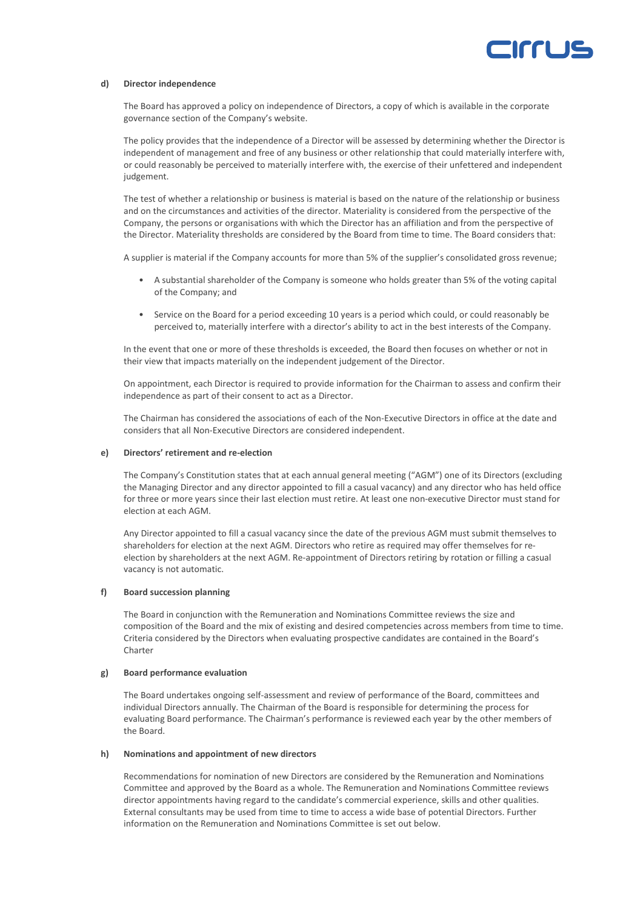**d) Director independence**

The Board has approved a policy on independence of Directors, a copy of which is available in the corporate governance section of the Company's website.

The policy provides that the independence of a Director will be assessed by determining whether the Director is independent of management and free of any business or other relationship that could materially interfere with, or could reasonably be perceived to materially interfere with, the exercise of their unfettered and independent judgement.

The test of whether a relationship or business is material is based on the nature of the relationship or business and on the circumstances and activities of the director. Materiality is considered from the perspective of the Company, the persons or organisations with which the Director has an affiliation and from the perspective of the Director. Materiality thresholds are considered by the Board from time to time. The Board considers that:

A supplier is material if the Company accounts for more than 5% of the supplier's consolidated gross revenue;

- A substantial shareholder of the Company is someone who holds greater than 5% of the voting capital of the Company; and
- Service on the Board for a period exceeding 10 years is a period which could, or could reasonably be perceived to, materially interfere with a director's ability to act in the best interests of the Company.

In the event that one or more of these thresholds is exceeded, the Board then focuses on whether or not in their view that impacts materially on the independent judgement of the Director.

On appointment, each Director is required to provide information for the Chairman to assess and confirm their independence as part of their consent to act as a Director.

The Chairman has considered the associations of each of the Non-Executive Directors in office at the date and considers that all Non-Executive Directors are considered independent.

**e) Directors' retirement and re-election**

The Company's Constitution states that at each annual general meeting ("AGM") one of its Directors (excluding the Managing Director and any director appointed to fill a casual vacancy) and any director who has held office for three or more years since their last election must retire. At least one non-executive Director must stand for election at each AGM.

Any Director appointed to fill a casual vacancy since the date of the previous AGM must submit themselves to shareholders for election at the next AGM. Directors who retire as required may offer themselves for re-election by shareholders at the next AGM. Re-appointment of Directors retiring by rotation or filling a casual vacancy is not automatic.

**f) Board succession planning**

The Board in conjunction with the Remuneration and Nominations Committee reviews the size and composition of the Board and the mix of existing and desired competencies across members from time to time. Criteria considered by the Directors when evaluating prospective candidates are contained in the Board's Charter

**g) Board performance evaluation**

The Board undertakes ongoing self-assessment and review of performance of the Board, committees and individual Directors annually. The Chairman of the Board is responsible for determining the process for evaluating Board performance. The Chairman's performance is reviewed each year by the other members of the Board.

**h) Nominations and appointment of new directors**

Recommendations for nomination of new Directors are considered by the Remuneration and Nominations Committee and approved by the Board as a whole. The Remuneration and Nominations Committee reviews director appointments having regard to the candidate's commercial experience, skills and other qualities. External consultants may be used from time to time to access a wide base of potential Directors. Further information on the Remuneration and Nominations Committee is set out below.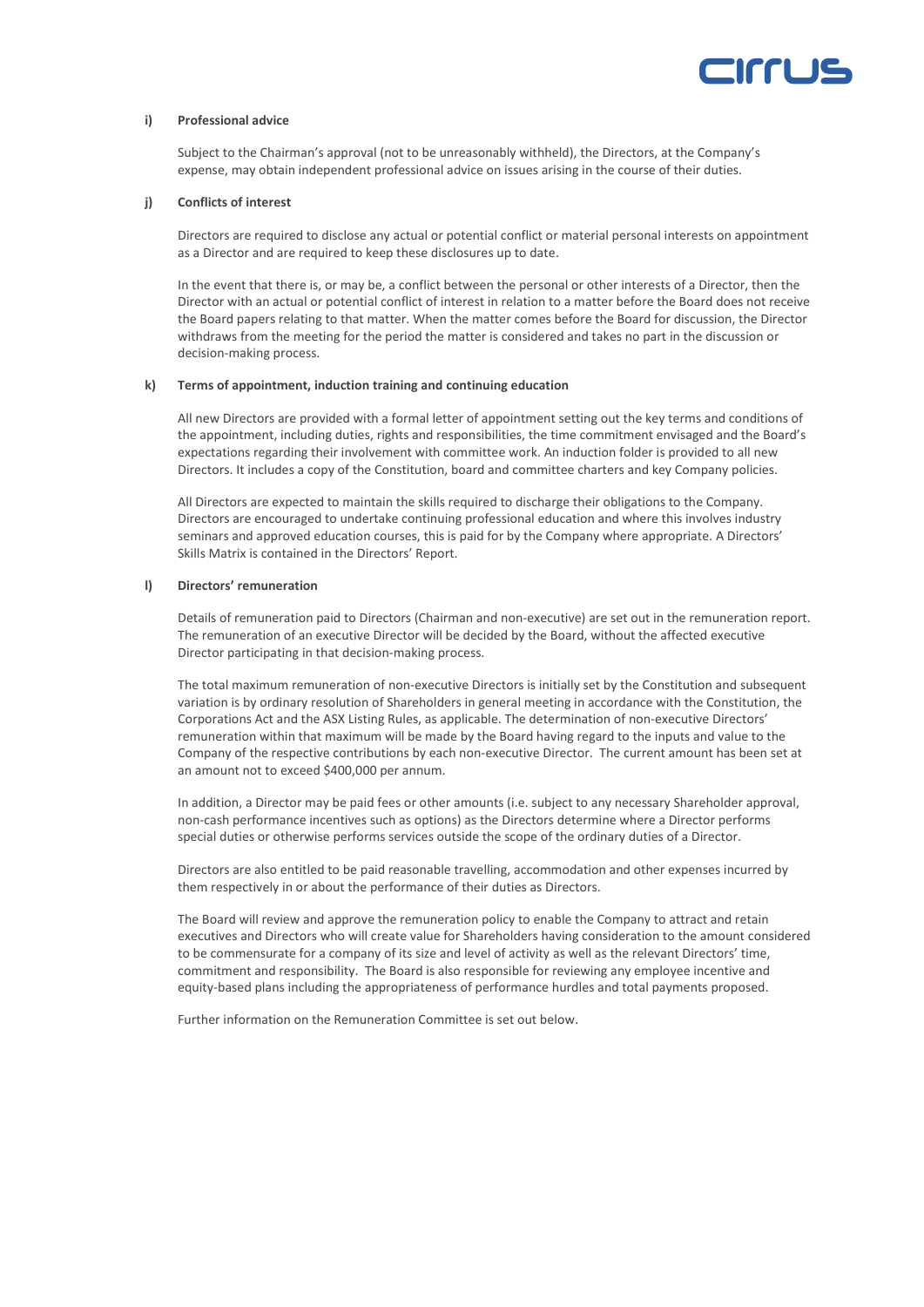#### i) Professional advice

Subject to the Chairman's approval (not to be unreasonably withheld), the Directors, at the Company's expense, may obtain independent professional advice on issues arising in the course of their duties.

#### j) Conflicts of interest

Directors are required to disclose any actual or potential conflict or material personal interests on appointment as a Director and are required to keep these disclosures up to date.

In the event that there is, or may be, a conflict between the personal or other interests of a Director, then the Director with an actual or potential conflict of interest in relation to a matter before the Board does not receive the Board papers relating to that matter. When the matter comes before the Board for discussion, the Director withdraws from the meeting for the period the matter is considered and takes no part in the discussion or decision-making process.

#### k) Terms of appointment, induction training and continuing education

All new Directors are provided with a formal letter of appointment setting out the key terms and conditions of the appointment, including duties, rights and responsibilities, the time commitment envisaged and the Board's expectations regarding their involvement with committee work. An induction folder is provided to all new Directors. It includes a copy of the Constitution, board and committee charters and key Company policies.

All Directors are expected to maintain the skills required to discharge their obligations to the Company. Directors are encouraged to undertake continuing professional education and where this involves industry seminars and approved education courses, this is paid for by the Company where appropriate. A Directors' Skills Matrix is contained in the Directors' Report.

#### l) Directors' remuneration

Details of remuneration paid to Directors (Chairman and non-executive) are set out in the remuneration report. The remuneration of an executive Director will be decided by the Board, without the affected executive Director participating in that decision-making process.

The total maximum remuneration of non-executive Directors is initially set by the Constitution and subsequent variation is by ordinary resolution of Shareholders in general meeting in accordance with the Constitution, the Corporations Act and the ASX Listing Rules, as applicable. The determination of non-executive Directors' remuneration within that maximum will be made by the Board having regard to the inputs and value to the Company of the respective contributions by each non-executive Director. The current amount has been set at an amount not to exceed $400,000 per annum.

In addition, a Director may be paid fees or other amounts (i.e. subject to any necessary Shareholder approval, non-cash performance incentives such as options) as the Directors determine where a Director performs special duties or otherwise performs services outside the scope of the ordinary duties of a Director.

Directors are also entitled to be paid reasonable travelling, accommodation and other expenses incurred by them respectively in or about the performance of their duties as Directors.

The Board will review and approve the remuneration policy to enable the Company to attract and retain executives and Directors who will create value for Shareholders having consideration to the amount considered to be commensurate for a company of its size and level of activity as well as the relevant Directors' time, commitment and responsibility. The Board is also responsible for reviewing any employee incentive and equity-based plans including the appropriateness of performance hurdles and total payments proposed.

Further information on the Remuneration Committee is set out below.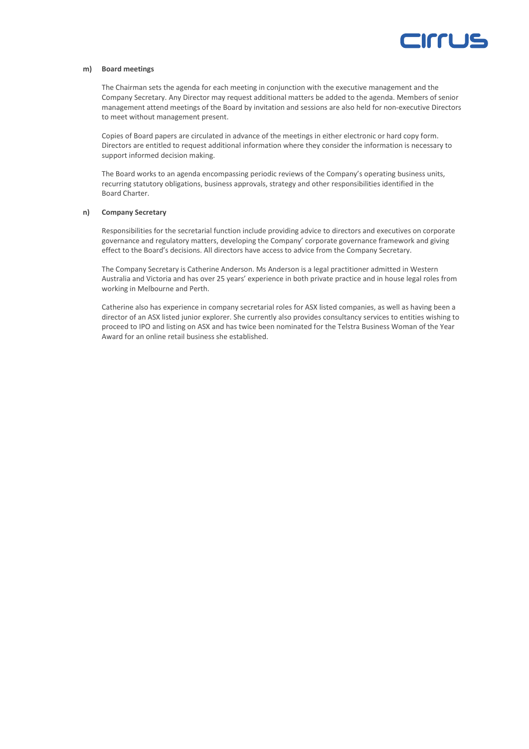**m) Board meetings**

The Chairman sets the agenda for each meeting in conjunction with the executive management and the Company Secretary. Any Director may request additional matters be added to the agenda. Members of senior management attend meetings of the Board by invitation and sessions are also held for non-executive Directors to meet without management present.

Copies of Board papers are circulated in advance of the meetings in either electronic or hard copy form. Directors are entitled to request additional information where they consider the information is necessary to support informed decision making.

The Board works to an agenda encompassing periodic reviews of the Company's operating business units, recurring statutory obligations, business approvals, strategy and other responsibilities identified in the Board Charter.

**n) Company Secretary**

Responsibilities for the secretarial function include providing advice to directors and executives on corporate governance and regulatory matters, developing the Company' corporate governance framework and giving effect to the Board's decisions. All directors have access to advice from the Company Secretary.

The Company Secretary is Catherine Anderson. Ms Anderson is a legal practitioner admitted in Western Australia and Victoria and has over 25 years' experience in both private practice and in house legal roles from working in Melbourne and Perth.

Catherine also has experience in company secretarial roles for ASX listed companies, as well as having been a director of an ASX listed junior explorer. She currently also provides consultancy services to entities wishing to proceed to IPO and listing on ASX and has twice been nominated for the Telstra Business Woman of the Year Award for an online retail business she established.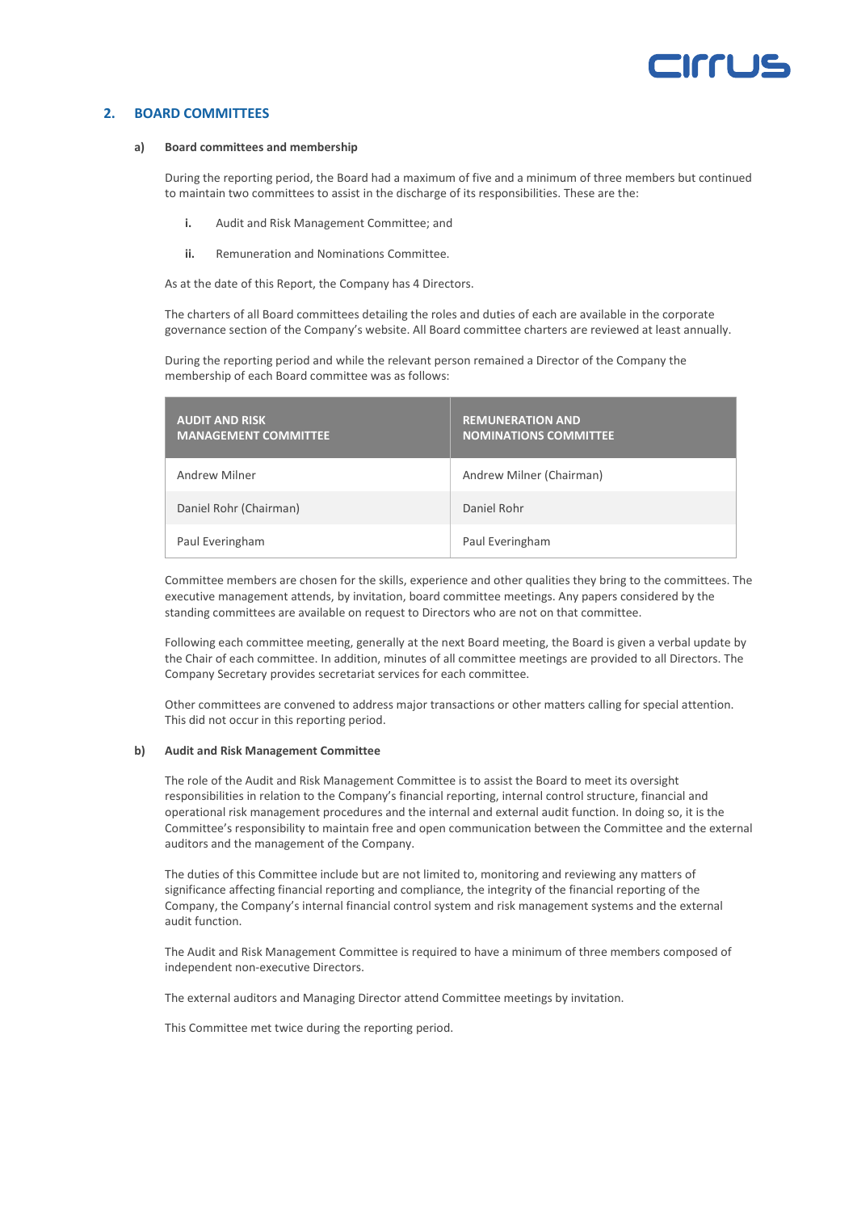## 2. BOARD COMMITTEES

### a) Board committees and membership

During the reporting period, the Board had a maximum of five and a minimum of three members but continued to maintain two committees to assist in the discharge of its responsibilities. These are the:

i. Audit and Risk Management Committee; and

ii. Remuneration and Nominations Committee.

As at the date of this Report, the Company has 4 Directors.

The charters of all Board committees detailing the roles and duties of each are available in the corporate governance section of the Company's website. All Board committee charters are reviewed at least annually.

During the reporting period and while the relevant person remained a Director of the Company the membership of each Board committee was as follows:

| AUDIT AND RISK MANAGEMENT COMMITTEE | REMUNERATION AND NOMINATIONS COMMITTEE |
|---|---|
| Andrew Milner | Andrew Milner (Chairman) |
| Daniel Rohr (Chairman) | Daniel Rohr |
| Paul Everingham | Paul Everingham |

Committee members are chosen for the skills, experience and other qualities they bring to the committees. The executive management attends, by invitation, board committee meetings. Any papers considered by the standing committees are available on request to Directors who are not on that committee.

Following each committee meeting, generally at the next Board meeting, the Board is given a verbal update by the Chair of each committee. In addition, minutes of all committee meetings are provided to all Directors. The Company Secretary provides secretariat services for each committee.

Other committees are convened to address major transactions or other matters calling for special attention. This did not occur in this reporting period.

### b) Audit and Risk Management Committee

The role of the Audit and Risk Management Committee is to assist the Board to meet its oversight responsibilities in relation to the Company's financial reporting, internal control structure, financial and operational risk management procedures and the internal and external audit function. In doing so, it is the Committee's responsibility to maintain free and open communication between the Committee and the external auditors and the management of the Company.

The duties of this Committee include but are not limited to, monitoring and reviewing any matters of significance affecting financial reporting and compliance, the integrity of the financial reporting of the Company, the Company's internal financial control system and risk management systems and the external audit function.

The Audit and Risk Management Committee is required to have a minimum of three members composed of independent non-executive Directors.

The external auditors and Managing Director attend Committee meetings by invitation.

This Committee met twice during the reporting period.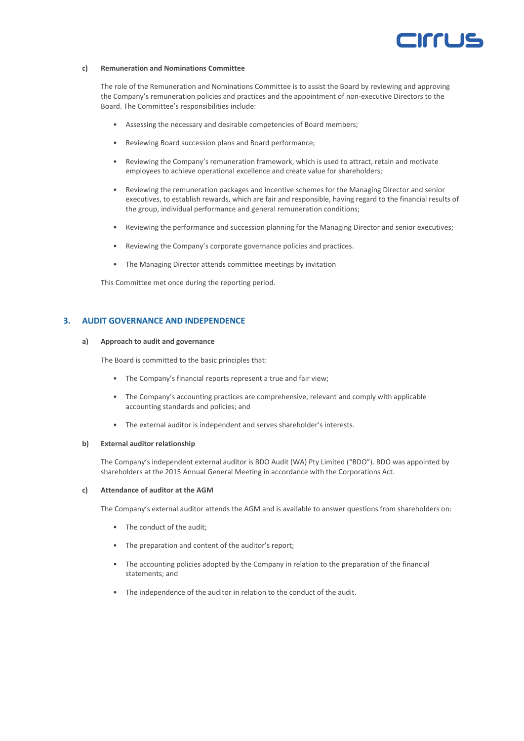#### c) Remuneration and Nominations Committee

The role of the Remuneration and Nominations Committee is to assist the Board by reviewing and approving the Company's remuneration policies and practices and the appointment of non-executive Directors to the Board. The Committee's responsibilities include:

- Assessing the necessary and desirable competencies of Board members;
- Reviewing Board succession plans and Board performance;
- Reviewing the Company's remuneration framework, which is used to attract, retain and motivate employees to achieve operational excellence and create value for shareholders;
- Reviewing the remuneration packages and incentive schemes for the Managing Director and senior executives, to establish rewards, which are fair and responsible, having regard to the financial results of the group, individual performance and general remuneration conditions;
- Reviewing the performance and succession planning for the Managing Director and senior executives;
- Reviewing the Company's corporate governance policies and practices.
- The Managing Director attends committee meetings by invitation

This Committee met once during the reporting period.

## 3. AUDIT GOVERNANCE AND INDEPENDENCE

#### a) Approach to audit and governance

The Board is committed to the basic principles that:

- The Company's financial reports represent a true and fair view;
- The Company's accounting practices are comprehensive, relevant and comply with applicable accounting standards and policies; and
- The external auditor is independent and serves shareholder's interests.

#### b) External auditor relationship

The Company's independent external auditor is BDO Audit (WA) Pty Limited ("BDO"). BDO was appointed by shareholders at the 2015 Annual General Meeting in accordance with the Corporations Act.

#### c) Attendance of auditor at the AGM

The Company's external auditor attends the AGM and is available to answer questions from shareholders on:

- The conduct of the audit;
- The preparation and content of the auditor's report;
- The accounting policies adopted by the Company in relation to the preparation of the financial statements; and
- The independence of the auditor in relation to the conduct of the audit.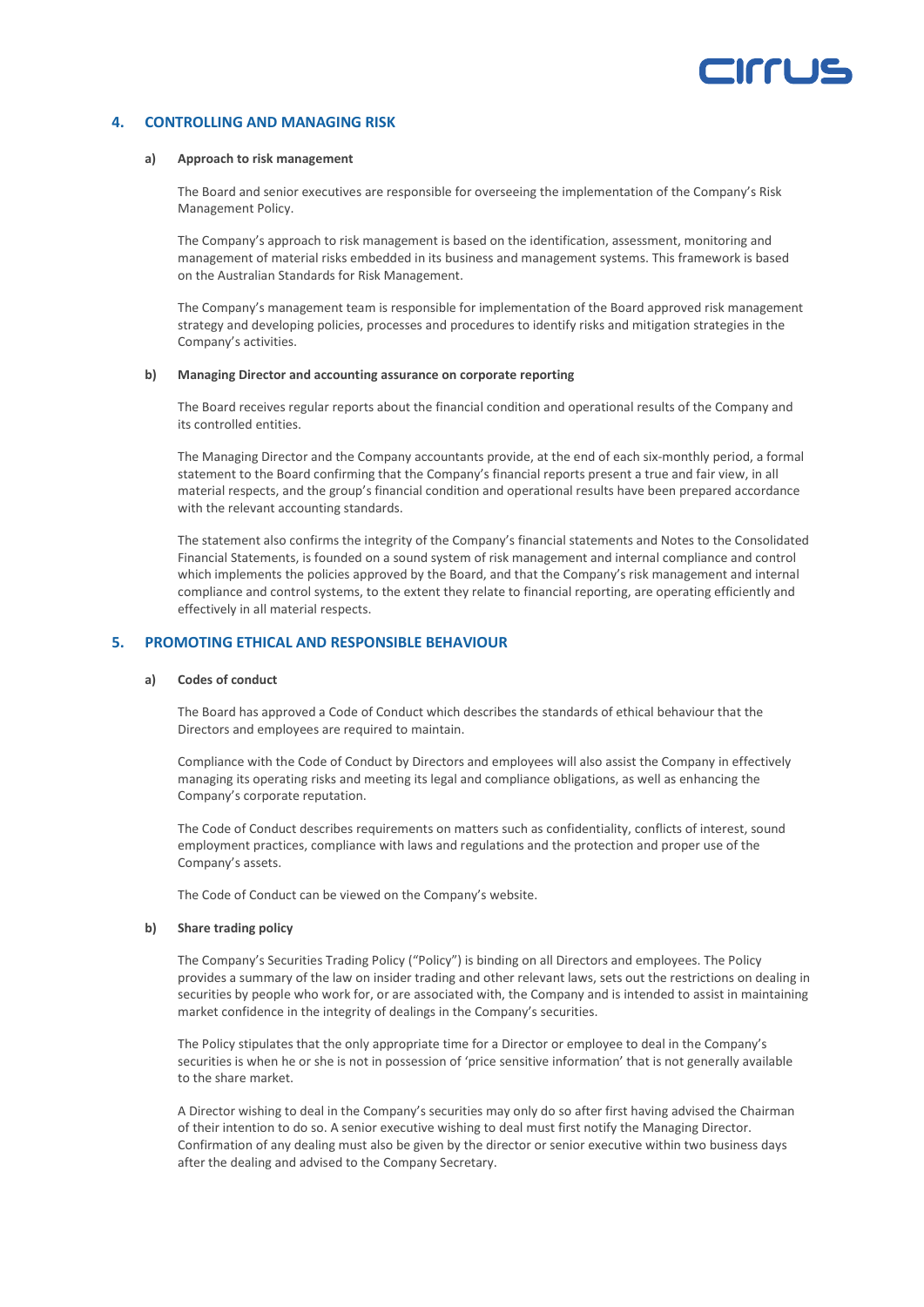## 4. CONTROLLING AND MANAGING RISK

### a) Approach to risk management

The Board and senior executives are responsible for overseeing the implementation of the Company's Risk Management Policy.

The Company's approach to risk management is based on the identification, assessment, monitoring and management of material risks embedded in its business and management systems. This framework is based on the Australian Standards for Risk Management.

The Company's management team is responsible for implementation of the Board approved risk management strategy and developing policies, processes and procedures to identify risks and mitigation strategies in the Company's activities.

### b) Managing Director and accounting assurance on corporate reporting

The Board receives regular reports about the financial condition and operational results of the Company and its controlled entities.

The Managing Director and the Company accountants provide, at the end of each six-monthly period, a formal statement to the Board confirming that the Company's financial reports present a true and fair view, in all material respects, and the group's financial condition and operational results have been prepared accordance with the relevant accounting standards.

The statement also confirms the integrity of the Company's financial statements and Notes to the Consolidated Financial Statements, is founded on a sound system of risk management and internal compliance and control which implements the policies approved by the Board, and that the Company's risk management and internal compliance and control systems, to the extent they relate to financial reporting, are operating efficiently and effectively in all material respects.

## 5. PROMOTING ETHICAL AND RESPONSIBLE BEHAVIOUR

### a) Codes of conduct

The Board has approved a Code of Conduct which describes the standards of ethical behaviour that the Directors and employees are required to maintain.

Compliance with the Code of Conduct by Directors and employees will also assist the Company in effectively managing its operating risks and meeting its legal and compliance obligations, as well as enhancing the Company's corporate reputation.

The Code of Conduct describes requirements on matters such as confidentiality, conflicts of interest, sound employment practices, compliance with laws and regulations and the protection and proper use of the Company's assets.

The Code of Conduct can be viewed on the Company's website.

### b) Share trading policy

The Company's Securities Trading Policy ("Policy") is binding on all Directors and employees. The Policy provides a summary of the law on insider trading and other relevant laws, sets out the restrictions on dealing in securities by people who work for, or are associated with, the Company and is intended to assist in maintaining market confidence in the integrity of dealings in the Company's securities.

The Policy stipulates that the only appropriate time for a Director or employee to deal in the Company's securities is when he or she is not in possession of 'price sensitive information' that is not generally available to the share market.

A Director wishing to deal in the Company's securities may only do so after first having advised the Chairman of their intention to do so. A senior executive wishing to deal must first notify the Managing Director. Confirmation of any dealing must also be given by the director or senior executive within two business days after the dealing and advised to the Company Secretary.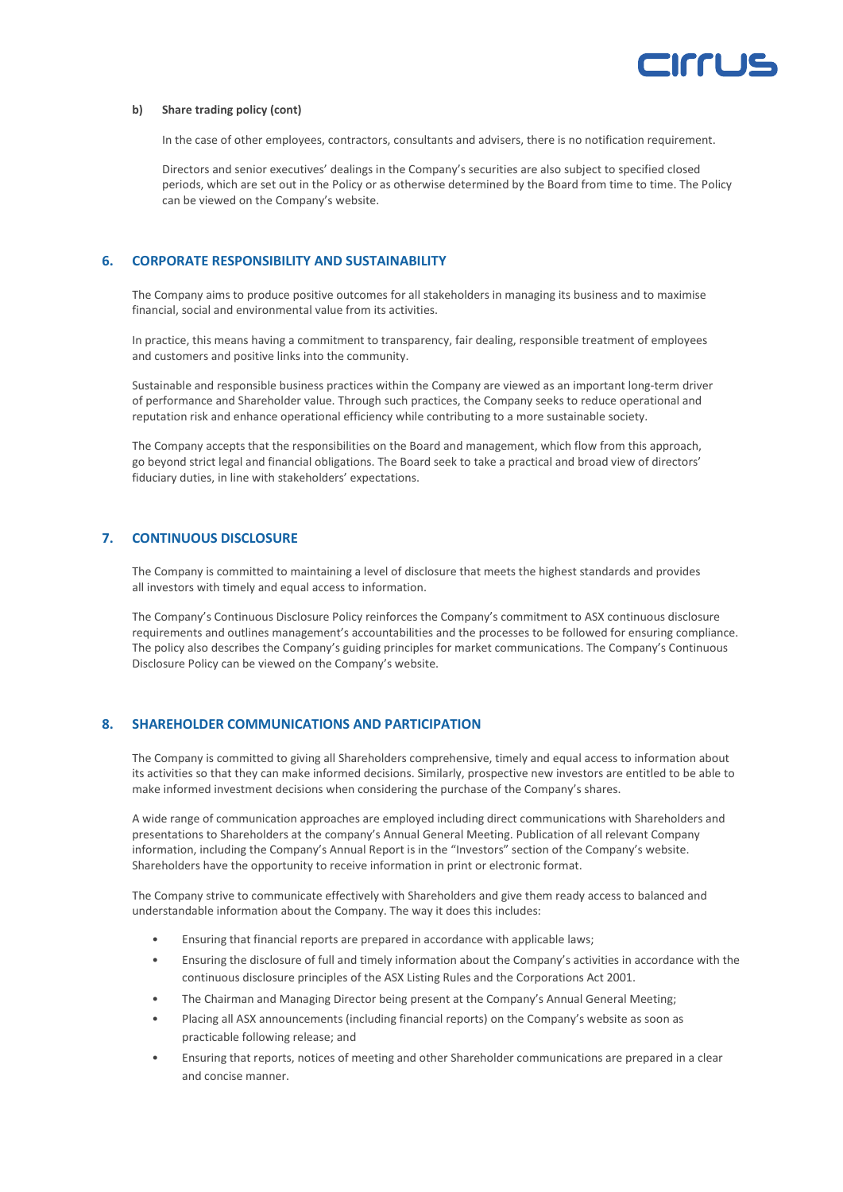#### b) Share trading policy (cont)

In the case of other employees, contractors, consultants and advisers, there is no notification requirement.

Directors and senior executives' dealings in the Company's securities are also subject to specified closed periods, which are set out in the Policy or as otherwise determined by the Board from time to time. The Policy can be viewed on the Company's website.

## 6. CORPORATE RESPONSIBILITY AND SUSTAINABILITY

The Company aims to produce positive outcomes for all stakeholders in managing its business and to maximise financial, social and environmental value from its activities.

In practice, this means having a commitment to transparency, fair dealing, responsible treatment of employees and customers and positive links into the community.

Sustainable and responsible business practices within the Company are viewed as an important long-term driver of performance and Shareholder value. Through such practices, the Company seeks to reduce operational and reputation risk and enhance operational efficiency while contributing to a more sustainable society.

The Company accepts that the responsibilities on the Board and management, which flow from this approach, go beyond strict legal and financial obligations. The Board seek to take a practical and broad view of directors' fiduciary duties, in line with stakeholders' expectations.

## 7. CONTINUOUS DISCLOSURE

The Company is committed to maintaining a level of disclosure that meets the highest standards and provides all investors with timely and equal access to information.

The Company's Continuous Disclosure Policy reinforces the Company's commitment to ASX continuous disclosure requirements and outlines management's accountabilities and the processes to be followed for ensuring compliance. The policy also describes the Company's guiding principles for market communications. The Company's Continuous Disclosure Policy can be viewed on the Company's website.

## 8. SHAREHOLDER COMMUNICATIONS AND PARTICIPATION

The Company is committed to giving all Shareholders comprehensive, timely and equal access to information about its activities so that they can make informed decisions. Similarly, prospective new investors are entitled to be able to make informed investment decisions when considering the purchase of the Company's shares.

A wide range of communication approaches are employed including direct communications with Shareholders and presentations to Shareholders at the company's Annual General Meeting. Publication of all relevant Company information, including the Company's Annual Report is in the "Investors" section of the Company's website. Shareholders have the opportunity to receive information in print or electronic format.

The Company strive to communicate effectively with Shareholders and give them ready access to balanced and understandable information about the Company. The way it does this includes:

- Ensuring that financial reports are prepared in accordance with applicable laws;
- Ensuring the disclosure of full and timely information about the Company's activities in accordance with the continuous disclosure principles of the ASX Listing Rules and the Corporations Act 2001.
- The Chairman and Managing Director being present at the Company's Annual General Meeting;
- Placing all ASX announcements (including financial reports) on the Company's website as soon as practicable following release; and
- Ensuring that reports, notices of meeting and other Shareholder communications are prepared in a clear and concise manner.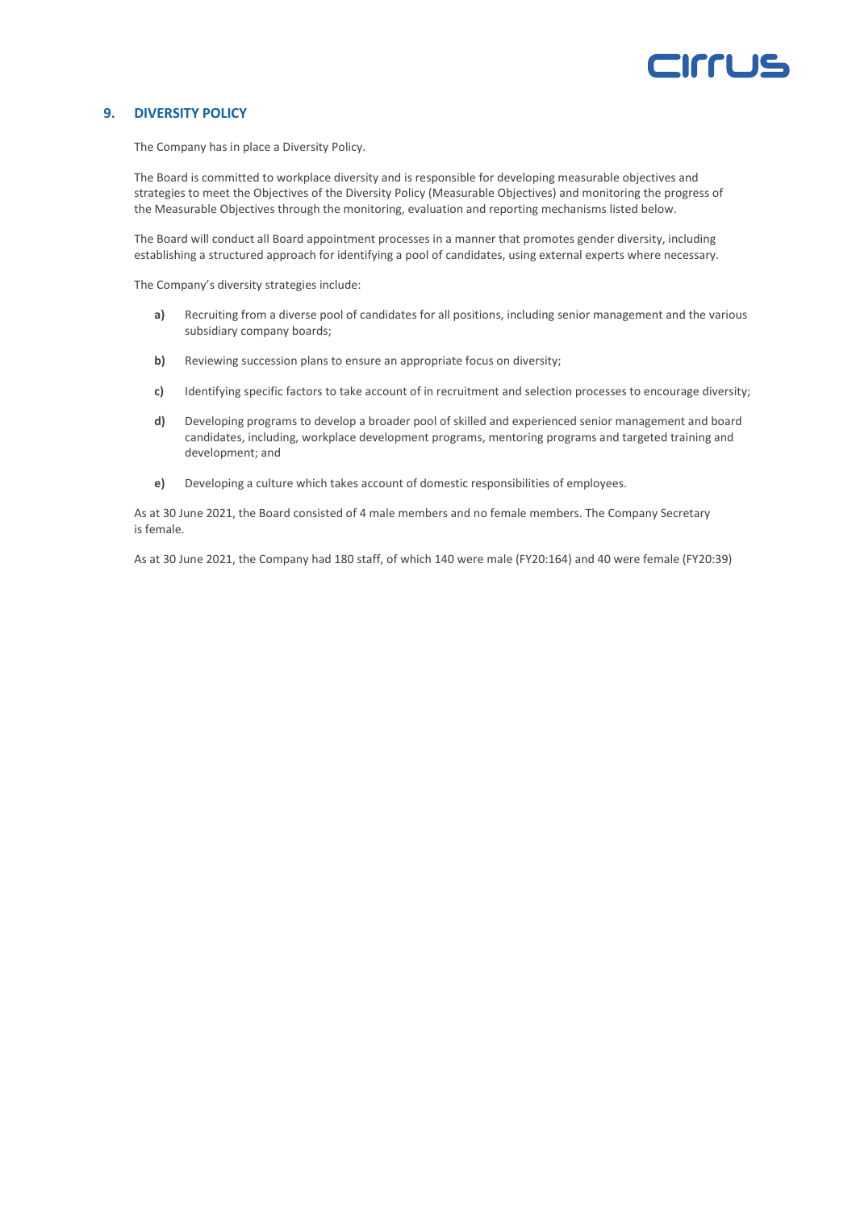## 9. DIVERSITY POLICY

The Company has in place a Diversity Policy.

The Board is committed to workplace diversity and is responsible for developing measurable objectives and strategies to meet the Objectives of the Diversity Policy (Measurable Objectives) and monitoring the progress of the Measurable Objectives through the monitoring, evaluation and reporting mechanisms listed below.

The Board will conduct all Board appointment processes in a manner that promotes gender diversity, including establishing a structured approach for identifying a pool of candidates, using external experts where necessary.

The Company's diversity strategies include:

- **a)** Recruiting from a diverse pool of candidates for all positions, including senior management and the various subsidiary company boards;
- **b)** Reviewing succession plans to ensure an appropriate focus on diversity;
- **c)** Identifying specific factors to take account of in recruitment and selection processes to encourage diversity;
- **d)** Developing programs to develop a broader pool of skilled and experienced senior management and board candidates, including, workplace development programs, mentoring programs and targeted training and development; and
- **e)** Developing a culture which takes account of domestic responsibilities of employees.

As at 30 June 2021, the Board consisted of 4 male members and no female members. The Company Secretary is female.

As at 30 June 2021, the Company had 180 staff, of which 140 were male (FY20:164) and 40 were female (FY20:39)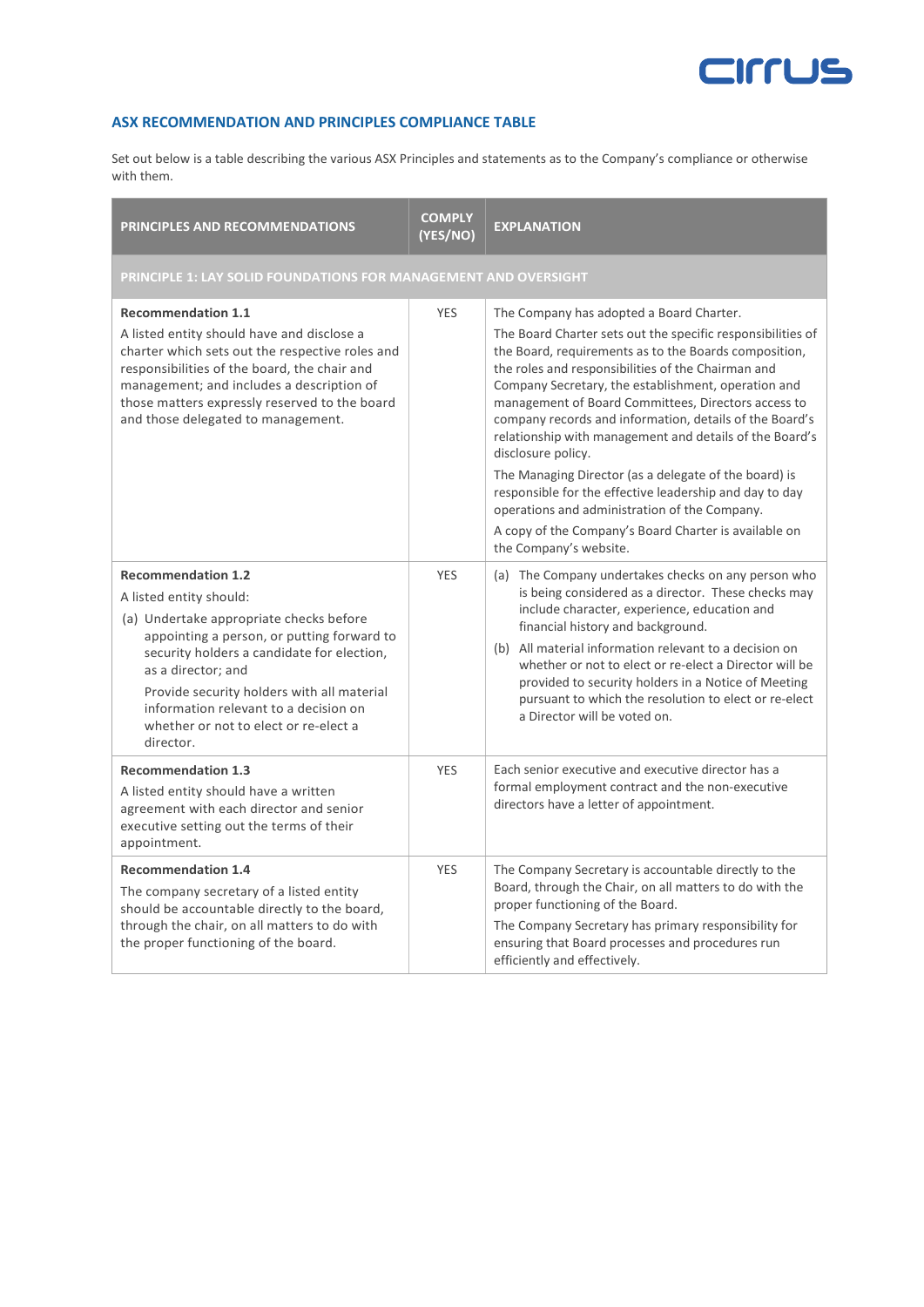## ASX RECOMMENDATION AND PRINCIPLES COMPLIANCE TABLE

Set out below is a table describing the various ASX Principles and statements as to the Company's compliance or otherwise with them.

| PRINCIPLES AND RECOMMENDATIONS | COMPLY (YES/NO) | EXPLANATION |
|---|---|---|
| **PRINCIPLE 1: LAY SOLID FOUNDATIONS FOR MANAGEMENT AND OVERSIGHT** | | |
| **Recommendation 1.1**<br>A listed entity should have and disclose a charter which sets out the respective roles and responsibilities of the board, the chair and management; and includes a description of those matters expressly reserved to the board and those delegated to management. | YES | The Company has adopted a Board Charter.<br>The Board Charter sets out the specific responsibilities of the Board, requirements as to the Boards composition, the roles and responsibilities of the Chairman and Company Secretary, the establishment, operation and management of Board Committees, Directors access to company records and information, details of the Board's relationship with management and details of the Board's disclosure policy.<br>The Managing Director (as a delegate of the board) is responsible for the effective leadership and day to day operations and administration of the Company.<br>A copy of the Company's Board Charter is available on the Company's website. |
| **Recommendation 1.2**<br>A listed entity should:<br>(a) Undertake appropriate checks before appointing a person, or putting forward to security holders a candidate for election, as a director; and<br>Provide security holders with all material information relevant to a decision on whether or not to elect or re-elect a director. | YES | (a) The Company undertakes checks on any person who is being considered as a director. These checks may include character, experience, education and financial history and background.<br>(b) All material information relevant to a decision on whether or not to elect or re-elect a Director will be provided to security holders in a Notice of Meeting pursuant to which the resolution to elect or re-elect a Director will be voted on. |
| **Recommendation 1.3**<br>A listed entity should have a written agreement with each director and senior executive setting out the terms of their appointment. | YES | Each senior executive and executive director has a formal employment contract and the non-executive directors have a letter of appointment. |
| **Recommendation 1.4**<br>The company secretary of a listed entity should be accountable directly to the board, through the chair, on all matters to do with the proper functioning of the board. | YES | The Company Secretary is accountable directly to the Board, through the Chair, on all matters to do with the proper functioning of the Board.<br>The Company Secretary has primary responsibility for ensuring that Board processes and procedures run efficiently and effectively. |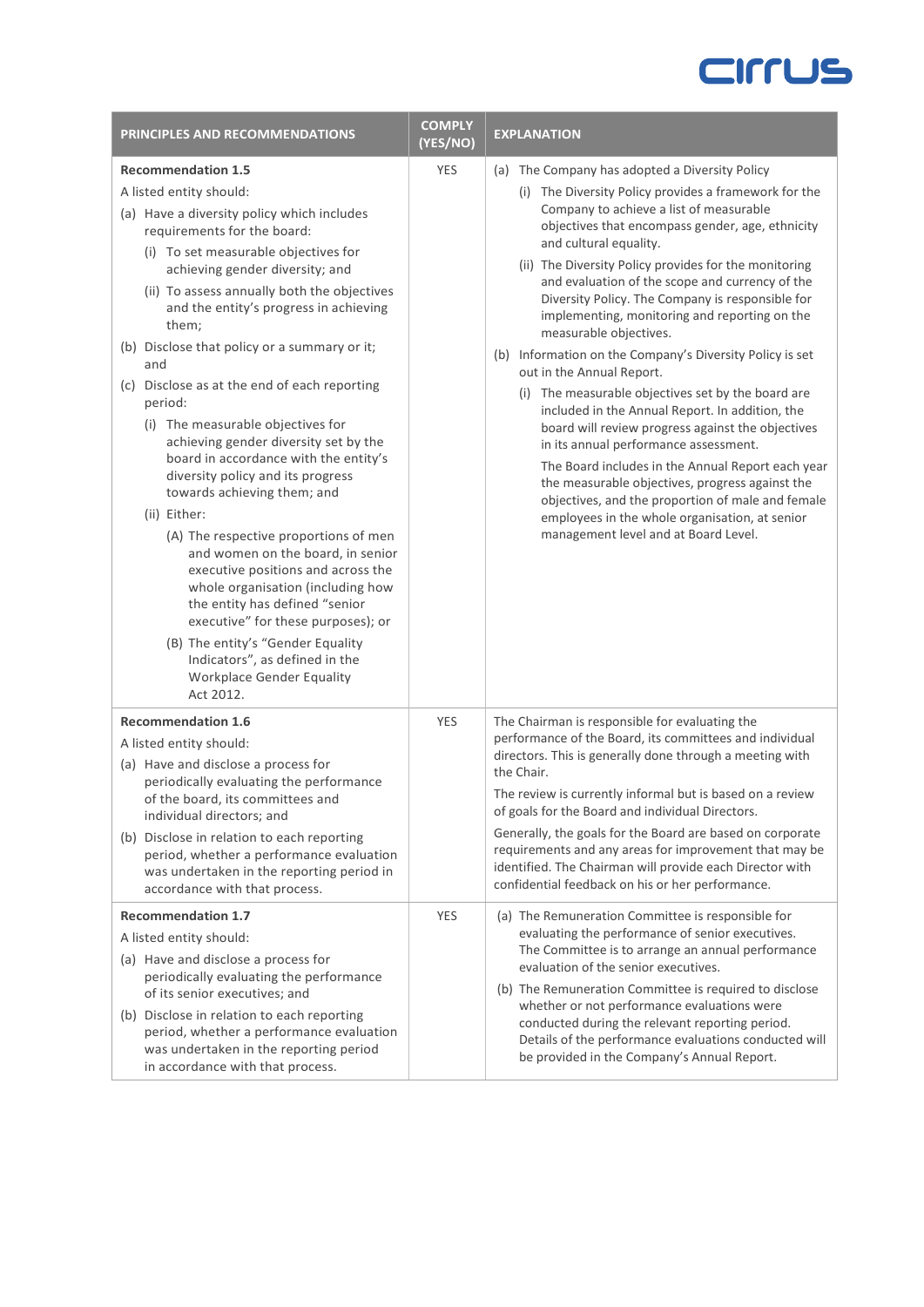| PRINCIPLES AND RECOMMENDATIONS | COMPLY (YES/NO) | EXPLANATION |
|---|---|---|
| **Recommendation 1.5**<br>A listed entity should:<br>(a) Have a diversity policy which includes requirements for the board:<br>(i) To set measurable objectives for achieving gender diversity; and<br>(ii) To assess annually both the objectives and the entity's progress in achieving them;<br>(b) Disclose that policy or a summary or it; and<br>(c) Disclose as at the end of each reporting period:<br>(i) The measurable objectives for achieving gender diversity set by the board in accordance with the entity's diversity policy and its progress towards achieving them; and<br>(ii) Either:<br>(A) The respective proportions of men and women on the board, in senior executive positions and across the whole organisation (including how the entity has defined "senior executive" for these purposes); or<br>(B) The entity's "Gender Equality Indicators", as defined in the Workplace Gender Equality Act 2012. | YES | (a) The Company has adopted a Diversity Policy<br>(i) The Diversity Policy provides a framework for the Company to achieve a list of measurable objectives that encompass gender, age, ethnicity and cultural equality.<br>(ii) The Diversity Policy provides for the monitoring and evaluation of the scope and currency of the Diversity Policy. The Company is responsible for implementing, monitoring and reporting on the measurable objectives.<br>(b) Information on the Company's Diversity Policy is set out in the Annual Report.<br>(i) The measurable objectives set by the board are included in the Annual Report. In addition, the board will review progress against the objectives in its annual performance assessment.<br>The Board includes in the Annual Report each year the measurable objectives, progress against the objectives, and the proportion of male and female employees in the whole organisation, at senior management level and at Board Level. |
| **Recommendation 1.6**<br>A listed entity should:<br>(a) Have and disclose a process for periodically evaluating the performance of the board, its committees and individual directors; and<br>(b) Disclose in relation to each reporting period, whether a performance evaluation was undertaken in the reporting period in accordance with that process. | YES | The Chairman is responsible for evaluating the performance of the Board, its committees and individual directors. This is generally done through a meeting with the Chair.<br>The review is currently informal but is based on a review of goals for the Board and individual Directors.<br>Generally, the goals for the Board are based on corporate requirements and any areas for improvement that may be identified. The Chairman will provide each Director with confidential feedback on his or her performance. |
| **Recommendation 1.7**<br>A listed entity should:<br>(a) Have and disclose a process for periodically evaluating the performance of its senior executives; and<br>(b) Disclose in relation to each reporting period, whether a performance evaluation was undertaken in the reporting period in accordance with that process. | YES | (a) The Remuneration Committee is responsible for evaluating the performance of senior executives. The Committee is to arrange an annual performance evaluation of the senior executives.<br>(b) The Remuneration Committee is required to disclose whether or not performance evaluations were conducted during the relevant reporting period. Details of the performance evaluations conducted will be provided in the Company's Annual Report. |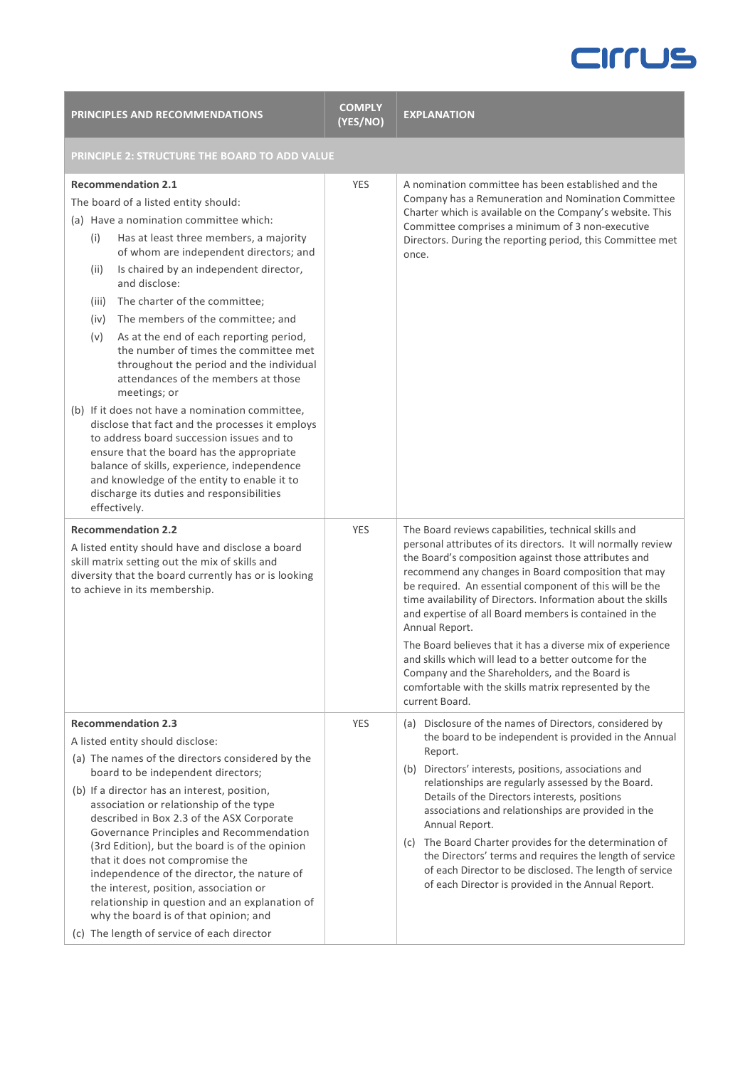| PRINCIPLES AND RECOMMENDATIONS | COMPLY (YES/NO) | EXPLANATION |
| --- | --- | --- |
| **PRINCIPLE 2: STRUCTURE THE BOARD TO ADD VALUE** | | |
| **Recommendation 2.1**<br>The board of a listed entity should:<br>(a) Have a nomination committee which:<br>(i) Has at least three members, a majority of whom are independent directors; and<br>(ii) Is chaired by an independent director, and disclose:<br>(iii) The charter of the committee;<br>(iv) The members of the committee; and<br>(v) As at the end of each reporting period, the number of times the committee met throughout the period and the individual attendances of the members at those meetings; or<br>(b) If it does not have a nomination committee, disclose that fact and the processes it employs to address board succession issues and to ensure that the board has the appropriate balance of skills, experience, independence and knowledge of the entity to enable it to discharge its duties and responsibilities effectively. | YES | A nomination committee has been established and the Company has a Remuneration and Nomination Committee Charter which is available on the Company's website. This Committee comprises a minimum of 3 non-executive Directors. During the reporting period, this Committee met once. |
| **Recommendation 2.2**<br>A listed entity should have and disclose a board skill matrix setting out the mix of skills and diversity that the board currently has or is looking to achieve in its membership. | YES | The Board reviews capabilities, technical skills and personal attributes of its directors. It will normally review the Board's composition against those attributes and recommend any changes in Board composition that may be required. An essential component of this will be the time availability of Directors. Information about the skills and expertise of all Board members is contained in the Annual Report.<br>The Board believes that it has a diverse mix of experience and skills which will lead to a better outcome for the Company and the Shareholders, and the Board is comfortable with the skills matrix represented by the current Board. |
| **Recommendation 2.3**<br>A listed entity should disclose:<br>(a) The names of the directors considered by the board to be independent directors;<br>(b) If a director has an interest, position, association or relationship of the type described in Box 2.3 of the ASX Corporate Governance Principles and Recommendation (3rd Edition), but the board is of the opinion that it does not compromise the independence of the director, the nature of the interest, position, association or relationship in question and an explanation of why the board is of that opinion; and<br>(c) The length of service of each director | YES | (a) Disclosure of the names of Directors, considered by the board to be independent is provided in the Annual Report.<br>(b) Directors' interests, positions, associations and relationships are regularly assessed by the Board. Details of the Directors interests, positions associations and relationships are provided in the Annual Report.<br>(c) The Board Charter provides for the determination of the Directors' terms and requires the length of service of each Director to be disclosed. The length of service of each Director is provided in the Annual Report. |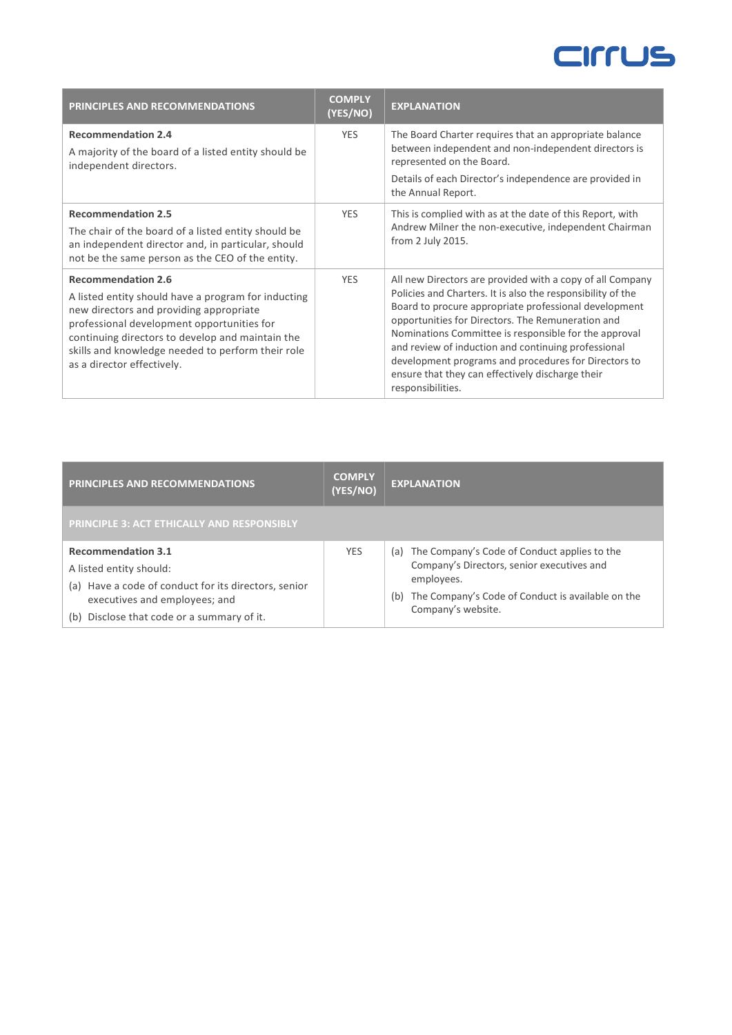| PRINCIPLES AND RECOMMENDATIONS | COMPLY (YES/NO) | EXPLANATION |
|---|---|---|
| **Recommendation 2.4**<br>A majority of the board of a listed entity should be independent directors. | YES | The Board Charter requires that an appropriate balance between independent and non-independent directors is represented on the Board.<br>Details of each Director's independence are provided in the Annual Report. |
| **Recommendation 2.5**<br>The chair of the board of a listed entity should be an independent director and, in particular, should not be the same person as the CEO of the entity. | YES | This is complied with as at the date of this Report, with Andrew Milner the non-executive, independent Chairman from 2 July 2015. |
| **Recommendation 2.6**<br>A listed entity should have a program for inducting new directors and providing appropriate professional development opportunities for continuing directors to develop and maintain the skills and knowledge needed to perform their role as a director effectively. | YES | All new Directors are provided with a copy of all Company Policies and Charters. It is also the responsibility of the Board to procure appropriate professional development opportunities for Directors. The Remuneration and Nominations Committee is responsible for the approval and review of induction and continuing professional development programs and procedures for Directors to ensure that they can effectively discharge their responsibilities. |

| PRINCIPLES AND RECOMMENDATIONS | COMPLY (YES/NO) | EXPLANATION |
|---|---|---|
| **PRINCIPLE 3: ACT ETHICALLY AND RESPONSIBLY** | | |
| **Recommendation 3.1**<br>A listed entity should:<br>(a) Have a code of conduct for its directors, senior executives and employees; and<br>(b) Disclose that code or a summary of it. | YES | (a) The Company's Code of Conduct applies to the Company's Directors, senior executives and employees.<br>(b) The Company's Code of Conduct is available on the Company's website. |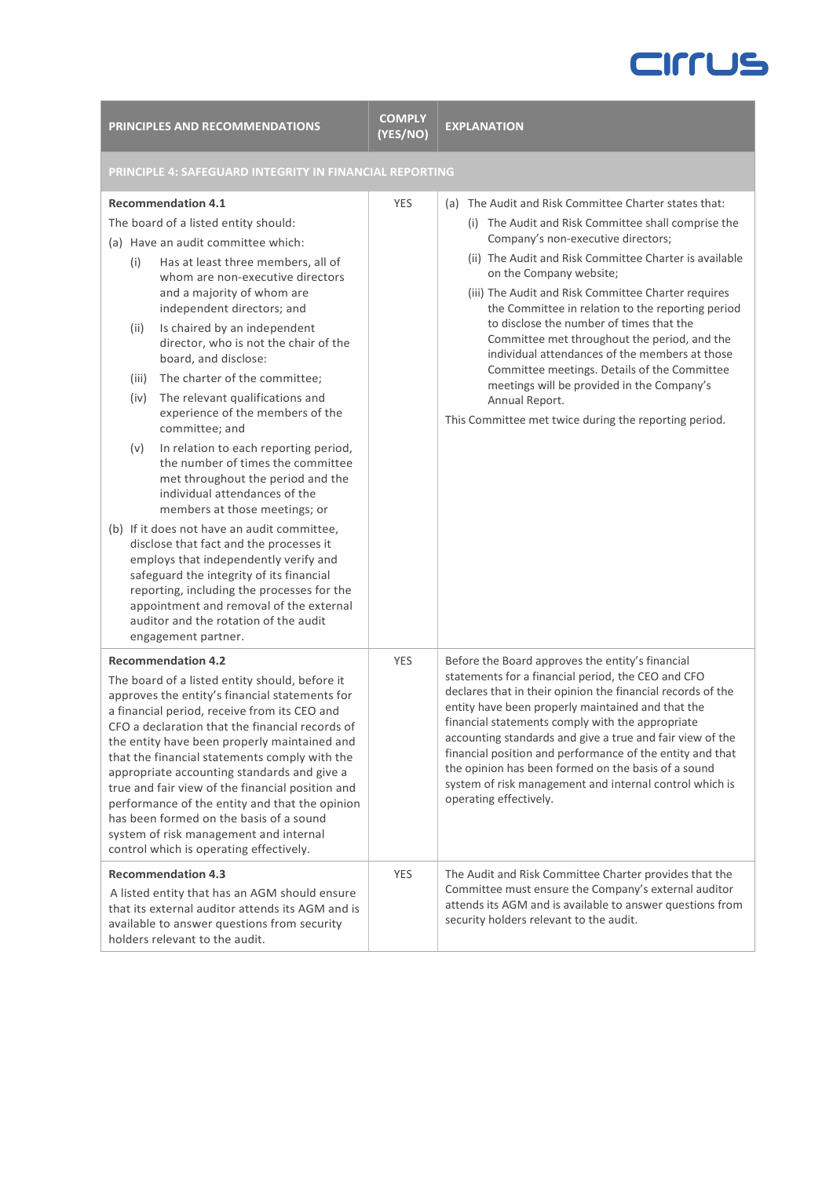| PRINCIPLES AND RECOMMENDATIONS | COMPLY (YES/NO) | EXPLANATION |
|---|---|---|
| **PRINCIPLE 4: SAFEGUARD INTEGRITY IN FINANCIAL REPORTING** | | |
| **Recommendation 4.1**<br>The board of a listed entity should:<br>(a) Have an audit committee which:<br>(i) Has at least three members, all of whom are non-executive directors and a majority of whom are independent directors; and<br>(ii) Is chaired by an independent director, who is not the chair of the board, and disclose:<br>(iii) The charter of the committee;<br>(iv) The relevant qualifications and experience of the members of the committee; and<br>(v) In relation to each reporting period, the number of times the committee met throughout the period and the individual attendances of the members at those meetings; or<br>(b) If it does not have an audit committee, disclose that fact and the processes it employs that independently verify and safeguard the integrity of its financial reporting, including the processes for the appointment and removal of the external auditor and the rotation of the audit engagement partner. | YES | (a) The Audit and Risk Committee Charter states that:<br>(i) The Audit and Risk Committee shall comprise the Company's non-executive directors;<br>(ii) The Audit and Risk Committee Charter is available on the Company website;<br>(iii) The Audit and Risk Committee Charter requires the Committee in relation to the reporting period to disclose the number of times that the Committee met throughout the period, and the individual attendances of the members at those Committee meetings. Details of the Committee meetings will be provided in the Company's Annual Report.<br>This Committee met twice during the reporting period. |
| **Recommendation 4.2**<br>The board of a listed entity should, before it approves the entity's financial statements for a financial period, receive from its CEO and CFO a declaration that the financial records of the entity have been properly maintained and that the financial statements comply with the appropriate accounting standards and give a true and fair view of the financial position and performance of the entity and that the opinion has been formed on the basis of a sound system of risk management and internal control which is operating effectively. | YES | Before the Board approves the entity's financial statements for a financial period, the CEO and CFO declares that in their opinion the financial records of the entity have been properly maintained and that the financial statements comply with the appropriate accounting standards and give a true and fair view of the financial position and performance of the entity and that the opinion has been formed on the basis of a sound system of risk management and internal control which is operating effectively. |
| **Recommendation 4.3**<br>A listed entity that has an AGM should ensure that its external auditor attends its AGM and is available to answer questions from security holders relevant to the audit. | YES | The Audit and Risk Committee Charter provides that the Committee must ensure the Company's external auditor attends its AGM and is available to answer questions from security holders relevant to the audit. |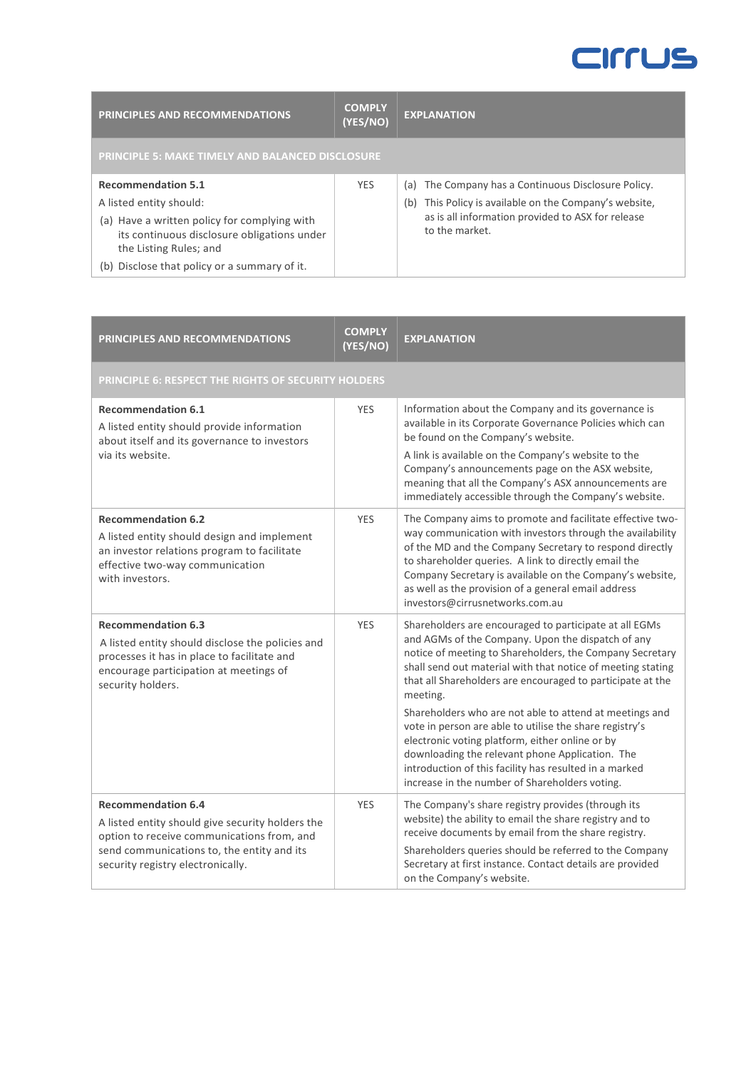| PRINCIPLES AND RECOMMENDATIONS | COMPLY (YES/NO) | EXPLANATION |
|---|---|---|
| **PRINCIPLE 5: MAKE TIMELY AND BALANCED DISCLOSURE** | | |
| **Recommendation 5.1**<br>A listed entity should:<br>(a) Have a written policy for complying with its continuous disclosure obligations under the Listing Rules; and<br>(b) Disclose that policy or a summary of it. | YES | (a) The Company has a Continuous Disclosure Policy.<br>(b) This Policy is available on the Company's website, as is all information provided to ASX for release to the market. |

| PRINCIPLES AND RECOMMENDATIONS | COMPLY (YES/NO) | EXPLANATION |
|---|---|---|
| **PRINCIPLE 6: RESPECT THE RIGHTS OF SECURITY HOLDERS** | | |
| **Recommendation 6.1**<br>A listed entity should provide information about itself and its governance to investors via its website. | YES | Information about the Company and its governance is available in its Corporate Governance Policies which can be found on the Company's website.<br>A link is available on the Company's website to the Company's announcements page on the ASX website, meaning that all the Company's ASX announcements are immediately accessible through the Company's website. |
| **Recommendation 6.2**<br>A listed entity should design and implement an investor relations program to facilitate effective two-way communication with investors. | YES | The Company aims to promote and facilitate effective two-way communication with investors through the availability of the MD and the Company Secretary to respond directly to shareholder queries. A link to directly email the Company Secretary is available on the Company's website, as well as the provision of a general email address investors@cirrusnetworks.com.au |
| **Recommendation 6.3**<br>A listed entity should disclose the policies and processes it has in place to facilitate and encourage participation at meetings of security holders. | YES | Shareholders are encouraged to participate at all EGMs and AGMs of the Company. Upon the dispatch of any notice of meeting to Shareholders, the Company Secretary shall send out material with that notice of meeting stating that all Shareholders are encouraged to participate at the meeting.<br>Shareholders who are not able to attend at meetings and vote in person are able to utilise the share registry's electronic voting platform, either online or by downloading the relevant phone Application. The introduction of this facility has resulted in a marked increase in the number of Shareholders voting. |
| **Recommendation 6.4**<br>A listed entity should give security holders the option to receive communications from, and send communications to, the entity and its security registry electronically. | YES | The Company's share registry provides (through its website) the ability to email the share registry and to receive documents by email from the share registry.<br>Shareholders queries should be referred to the Company Secretary at first instance. Contact details are provided on the Company's website. |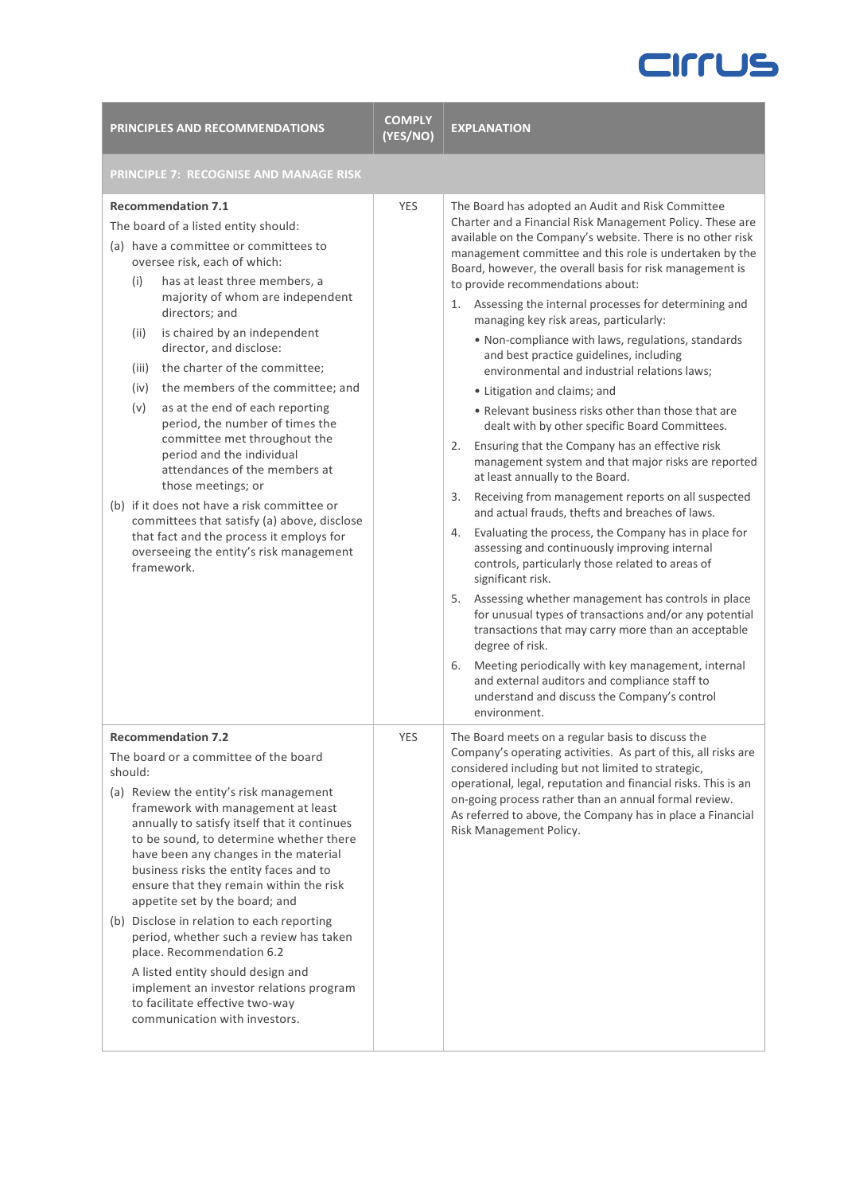| PRINCIPLES AND RECOMMENDATIONS | COMPLY (YES/NO) | EXPLANATION |
|---|---|---|
| **PRINCIPLE 7: RECOGNISE AND MANAGE RISK** | | |
| **Recommendation 7.1**<br>The board of a listed entity should:<br>(a) have a committee or committees to oversee risk, each of which:<br>(i) has at least three members, a majority of whom are independent directors; and<br>(ii) is chaired by an independent director, and disclose:<br>(iii) the charter of the committee;<br>(iv) the members of the committee; and<br>(v) as at the end of each reporting period, the number of times the committee met throughout the period and the individual attendances of the members at those meetings; or<br>(b) if it does not have a risk committee or committees that satisfy (a) above, disclose that fact and the process it employs for overseeing the entity's risk management framework. | YES | The Board has adopted an Audit and Risk Committee Charter and a Financial Risk Management Policy. These are available on the Company's website. There is no other risk management committee and this role is undertaken by the Board, however, the overall basis for risk management is to provide recommendations about:<br>1. Assessing the internal processes for determining and managing key risk areas, particularly:<br>• Non-compliance with laws, regulations, standards and best practice guidelines, including environmental and industrial relations laws;<br>• Litigation and claims; and<br>• Relevant business risks other than those that are dealt with by other specific Board Committees.<br>2. Ensuring that the Company has an effective risk management system and that major risks are reported at least annually to the Board.<br>3. Receiving from management reports on all suspected and actual frauds, thefts and breaches of laws.<br>4. Evaluating the process, the Company has in place for assessing and continuously improving internal controls, particularly those related to areas of significant risk.<br>5. Assessing whether management has controls in place for unusual types of transactions and/or any potential transactions that may carry more than an acceptable degree of risk.<br>6. Meeting periodically with key management, internal and external auditors and compliance staff to understand and discuss the Company's control environment. |
| **Recommendation 7.2**<br>The board or a committee of the board should:<br>(a) Review the entity's risk management framework with management at least annually to satisfy itself that it continues to be sound, to determine whether there have been any changes in the material business risks the entity faces and to ensure that they remain within the risk appetite set by the board; and<br>(b) Disclose in relation to each reporting period, whether such a review has taken place. Recommendation 6.2<br>A listed entity should design and implement an investor relations program to facilitate effective two-way communication with investors. | YES | The Board meets on a regular basis to discuss the Company's operating activities. As part of this, all risks are considered including but not limited to strategic, operational, legal, reputation and financial risks. This is an on-going process rather than an annual formal review. As referred to above, the Company has in place a Financial Risk Management Policy. |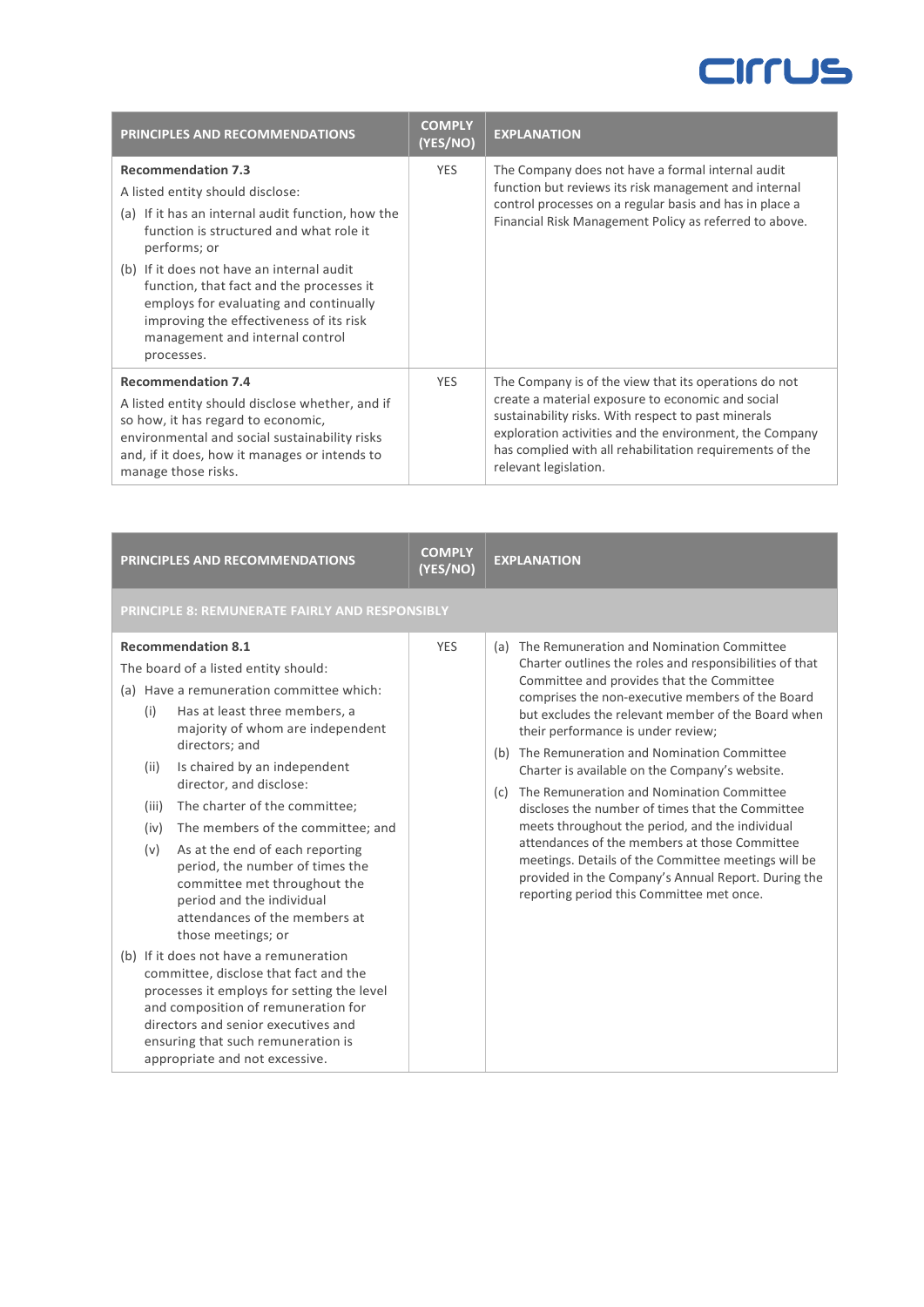| PRINCIPLES AND RECOMMENDATIONS | COMPLY (YES/NO) | EXPLANATION |
|---|---|---|
| **Recommendation 7.3**<br>A listed entity should disclose:<br>(a) If it has an internal audit function, how the function is structured and what role it performs; or<br>(b) If it does not have an internal audit function, that fact and the processes it employs for evaluating and continually improving the effectiveness of its risk management and internal control processes. | YES | The Company does not have a formal internal audit function but reviews its risk management and internal control processes on a regular basis and has in place a Financial Risk Management Policy as referred to above. |
| **Recommendation 7.4**<br>A listed entity should disclose whether, and if so how, it has regard to economic, environmental and social sustainability risks and, if it does, how it manages or intends to manage those risks. | YES | The Company is of the view that its operations do not create a material exposure to economic and social sustainability risks. With respect to past minerals exploration activities and the environment, the Company has complied with all rehabilitation requirements of the relevant legislation. |

| PRINCIPLES AND RECOMMENDATIONS | COMPLY (YES/NO) | EXPLANATION |
|---|---|---|
| **PRINCIPLE 8: REMUNERATE FAIRLY AND RESPONSIBLY** | | |
| **Recommendation 8.1**<br>The board of a listed entity should:<br>(a) Have a remuneration committee which:<br>(i) Has at least three members, a majority of whom are independent directors; and<br>(ii) Is chaired by an independent director, and disclose:<br>(iii) The charter of the committee;<br>(iv) The members of the committee; and<br>(v) As at the end of each reporting period, the number of times the committee met throughout the period and the individual attendances of the members at those meetings; or<br>(b) If it does not have a remuneration committee, disclose that fact and the processes it employs for setting the level and composition of remuneration for directors and senior executives and ensuring that such remuneration is appropriate and not excessive. | YES | (a) The Remuneration and Nomination Committee Charter outlines the roles and responsibilities of that Committee and provides that the Committee comprises the non-executive members of the Board but excludes the relevant member of the Board when their performance is under review;<br>(b) The Remuneration and Nomination Committee Charter is available on the Company's website.<br>(c) The Remuneration and Nomination Committee discloses the number of times that the Committee meets throughout the period, and the individual attendances of the members at those Committee meetings. Details of the Committee meetings will be provided in the Company's Annual Report. During the reporting period this Committee met once. |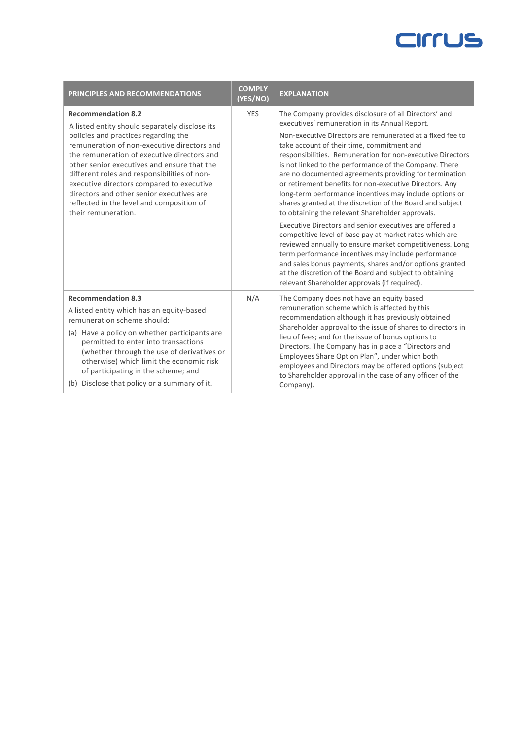| PRINCIPLES AND RECOMMENDATIONS | COMPLY (YES/NO) | EXPLANATION |
|---|---|---|
| **Recommendation 8.2**<br>A listed entity should separately disclose its policies and practices regarding the remuneration of non-executive directors and the remuneration of executive directors and other senior executives and ensure that the different roles and responsibilities of non-executive directors compared to executive directors and other senior executives are reflected in the level and composition of their remuneration. | YES | The Company provides disclosure of all Directors' and executives' remuneration in its Annual Report.<br>Non-executive Directors are remunerated at a fixed fee to take account of their time, commitment and responsibilities. Remuneration for non-executive Directors is not linked to the performance of the Company. There are no documented agreements providing for termination or retirement benefits for non-executive Directors. Any long-term performance incentives may include options or shares granted at the discretion of the Board and subject to obtaining the relevant Shareholder approvals.<br>Executive Directors and senior executives are offered a competitive level of base pay at market rates which are reviewed annually to ensure market competitiveness. Long term performance incentives may include performance and sales bonus payments, shares and/or options granted at the discretion of the Board and subject to obtaining relevant Shareholder approvals (if required). |
| **Recommendation 8.3**<br>A listed entity which has an equity-based remuneration scheme should:<br>(a) Have a policy on whether participants are permitted to enter into transactions (whether through the use of derivatives or otherwise) which limit the economic risk of participating in the scheme; and<br>(b) Disclose that policy or a summary of it. | N/A | The Company does not have an equity based remuneration scheme which is affected by this recommendation although it has previously obtained Shareholder approval to the issue of shares to directors in lieu of fees; and for the issue of bonus options to Directors. The Company has in place a "Directors and Employees Share Option Plan", under which both employees and Directors may be offered options (subject to Shareholder approval in the case of any officer of the Company). |